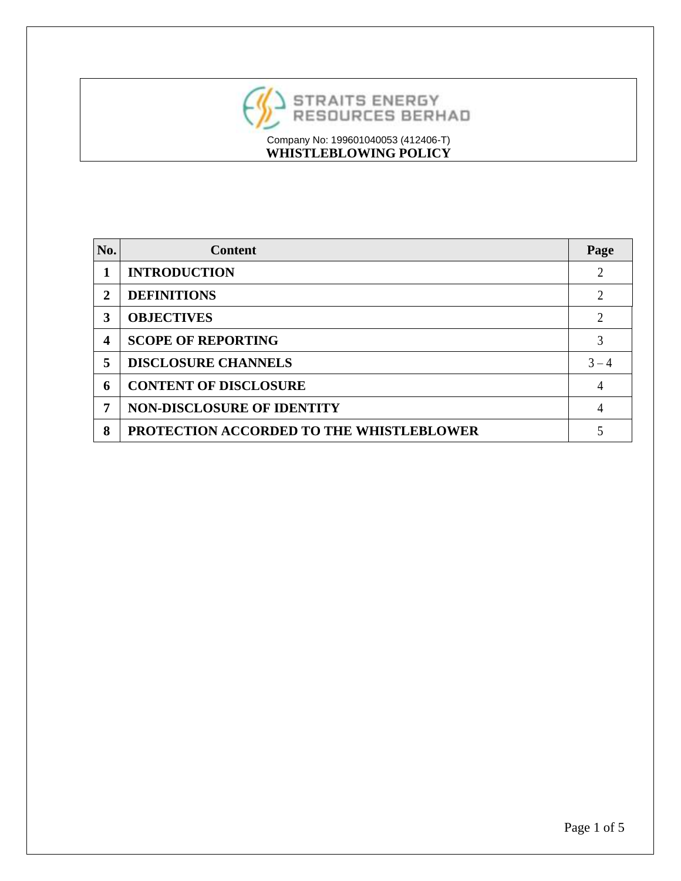**STRAITS ENERGY RESOURCES BERHAD**

Company No: 199601040053 (412406-T)

# WHISTLEBLOWING POLICY

| No. | Content | Page |
|---|---|---|
| **1** | **INTRODUCTION** | 2 |
| **2** | **DEFINITIONS** | 2 |
| **3** | **OBJECTIVES** | 2 |
| **4** | **SCOPE OF REPORTING** | 3 |
| **5** | **DISCLOSURE CHANNELS** | 3 – 4 |
| **6** | **CONTENT OF DISCLOSURE** | 4 |
| **7** | **NON-DISCLOSURE OF IDENTITY** | 4 |
| **8** | **PROTECTION ACCORDED TO THE WHISTLEBLOWER** | 5 |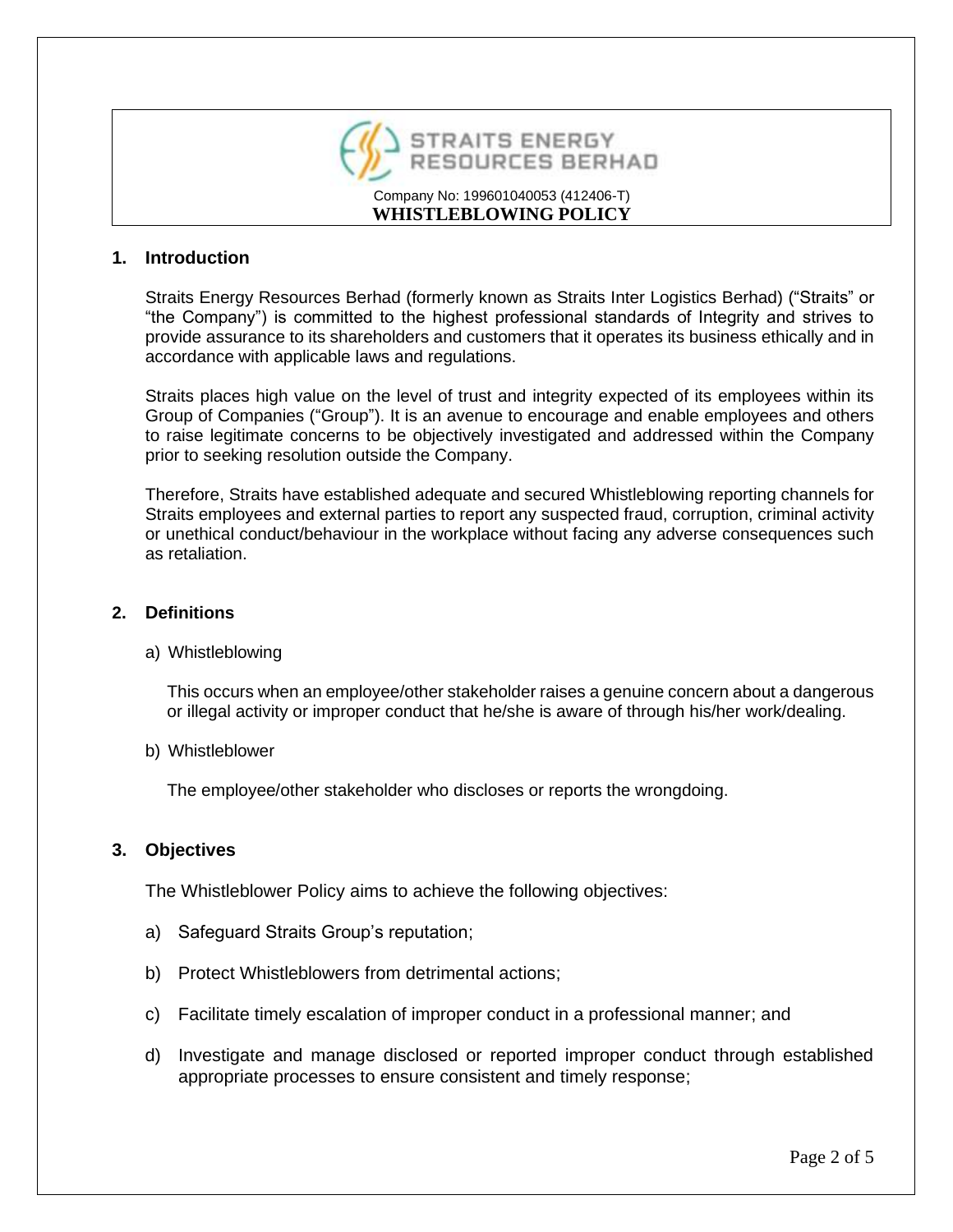STRAITS ENERGY RESOURCES BERHAD

Company No: 199601040053 (412406-T)

**WHISTLEBLOWING POLICY**

## 1. Introduction

Straits Energy Resources Berhad (formerly known as Straits Inter Logistics Berhad) ("Straits" or "the Company") is committed to the highest professional standards of Integrity and strives to provide assurance to its shareholders and customers that it operates its business ethically and in accordance with applicable laws and regulations.

Straits places high value on the level of trust and integrity expected of its employees within its Group of Companies ("Group"). It is an avenue to encourage and enable employees and others to raise legitimate concerns to be objectively investigated and addressed within the Company prior to seeking resolution outside the Company.

Therefore, Straits have established adequate and secured Whistleblowing reporting channels for Straits employees and external parties to report any suspected fraud, corruption, criminal activity or unethical conduct/behaviour in the workplace without facing any adverse consequences such as retaliation.

## 2. Definitions

a) Whistleblowing

This occurs when an employee/other stakeholder raises a genuine concern about a dangerous or illegal activity or improper conduct that he/she is aware of through his/her work/dealing.

b) Whistleblower

The employee/other stakeholder who discloses or reports the wrongdoing.

## 3. Objectives

The Whistleblower Policy aims to achieve the following objectives:

a) Safeguard Straits Group's reputation;

b) Protect Whistleblowers from detrimental actions;

c) Facilitate timely escalation of improper conduct in a professional manner; and

d) Investigate and manage disclosed or reported improper conduct through established appropriate processes to ensure consistent and timely response;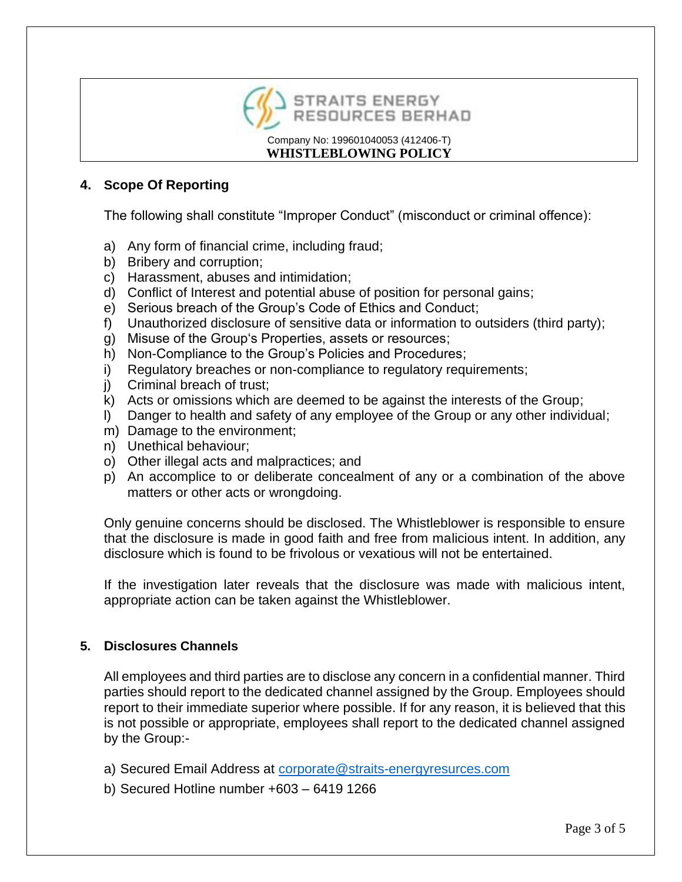## 4. Scope Of Reporting

The following shall constitute "Improper Conduct" (misconduct or criminal offence):

a) Any form of financial crime, including fraud;
b) Bribery and corruption;
c) Harassment, abuses and intimidation;
d) Conflict of Interest and potential abuse of position for personal gains;
e) Serious breach of the Group's Code of Ethics and Conduct;
f) Unauthorized disclosure of sensitive data or information to outsiders (third party);
g) Misuse of the Group's Properties, assets or resources;
h) Non-Compliance to the Group's Policies and Procedures;
i) Regulatory breaches or non-compliance to regulatory requirements;
j) Criminal breach of trust;
k) Acts or omissions which are deemed to be against the interests of the Group;
l) Danger to health and safety of any employee of the Group or any other individual;
m) Damage to the environment;
n) Unethical behaviour;
o) Other illegal acts and malpractices; and
p) An accomplice to or deliberate concealment of any or a combination of the above matters or other acts or wrongdoing.

Only genuine concerns should be disclosed. The Whistleblower is responsible to ensure that the disclosure is made in good faith and free from malicious intent. In addition, any disclosure which is found to be frivolous or vexatious will not be entertained.

If the investigation later reveals that the disclosure was made with malicious intent, appropriate action can be taken against the Whistleblower.

## 5. Disclosures Channels

All employees and third parties are to disclose any concern in a confidential manner. Third parties should report to the dedicated channel assigned by the Group. Employees should report to their immediate superior where possible. If for any reason, it is believed that this is not possible or appropriate, employees shall report to the dedicated channel assigned by the Group:-

a) Secured Email Address at corporate@straits-energyresurces.com

b) Secured Hotline number +603 – 6419 1266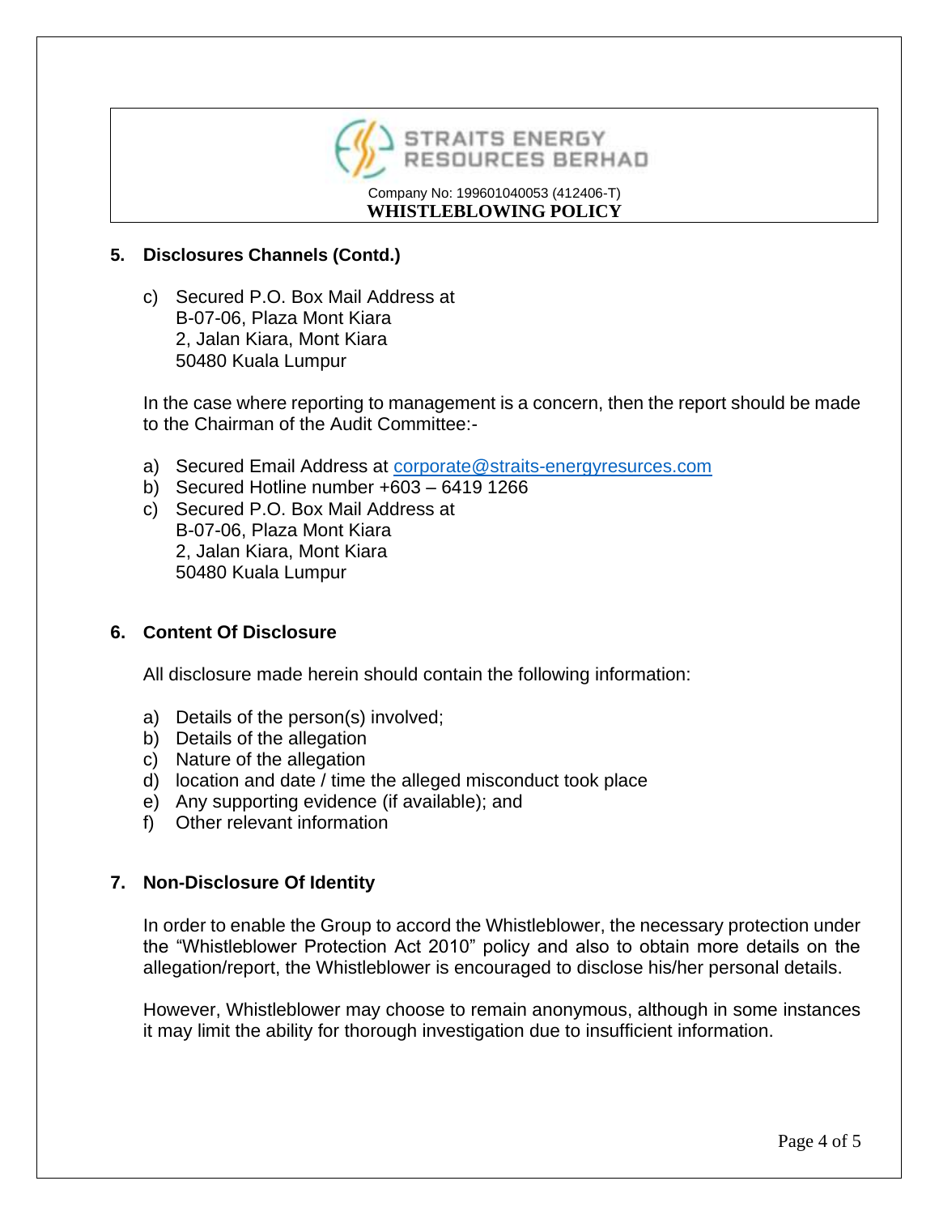## 5. Disclosures Channels (Contd.)

c) Secured P.O. Box Mail Address at
B-07-06, Plaza Mont Kiara
2, Jalan Kiara, Mont Kiara
50480 Kuala Lumpur

In the case where reporting to management is a concern, then the report should be made to the Chairman of the Audit Committee:-

a) Secured Email Address at corporate@straits-energyresuces.com
b) Secured Hotline number +603 – 6419 1266
c) Secured P.O. Box Mail Address at
B-07-06, Plaza Mont Kiara
2, Jalan Kiara, Mont Kiara
50480 Kuala Lumpur

## 6. Content Of Disclosure

All disclosure made herein should contain the following information:

a) Details of the person(s) involved;
b) Details of the allegation
c) Nature of the allegation
d) location and date / time the alleged misconduct took place
e) Any supporting evidence (if available); and
f) Other relevant information

## 7. Non-Disclosure Of Identity

In order to enable the Group to accord the Whistleblower, the necessary protection under the "Whistleblower Protection Act 2010" policy and also to obtain more details on the allegation/report, the Whistleblower is encouraged to disclose his/her personal details.

However, Whistleblower may choose to remain anonymous, although in some instances it may limit the ability for thorough investigation due to insufficient information.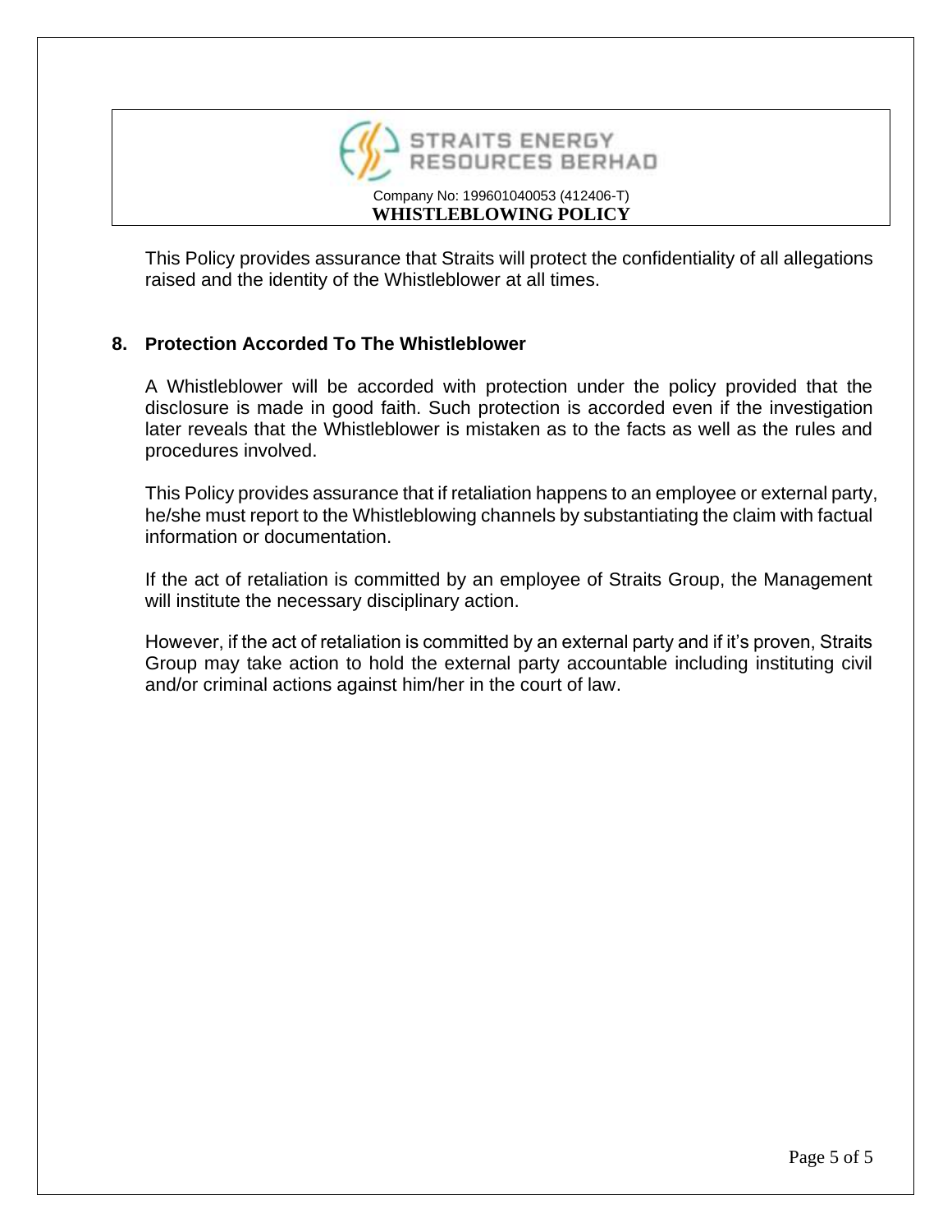This Policy provides assurance that Straits will protect the confidentiality of all allegations raised and the identity of the Whistleblower at all times.

## 8. Protection Accorded To The Whistleblower

A Whistleblower will be accorded with protection under the policy provided that the disclosure is made in good faith. Such protection is accorded even if the investigation later reveals that the Whistleblower is mistaken as to the facts as well as the rules and procedures involved.

This Policy provides assurance that if retaliation happens to an employee or external party, he/she must report to the Whistleblowing channels by substantiating the claim with factual information or documentation.

If the act of retaliation is committed by an employee of Straits Group, the Management will institute the necessary disciplinary action.

However, if the act of retaliation is committed by an external party and if it's proven, Straits Group may take action to hold the external party accountable including instituting civil and/or criminal actions against him/her in the court of law.